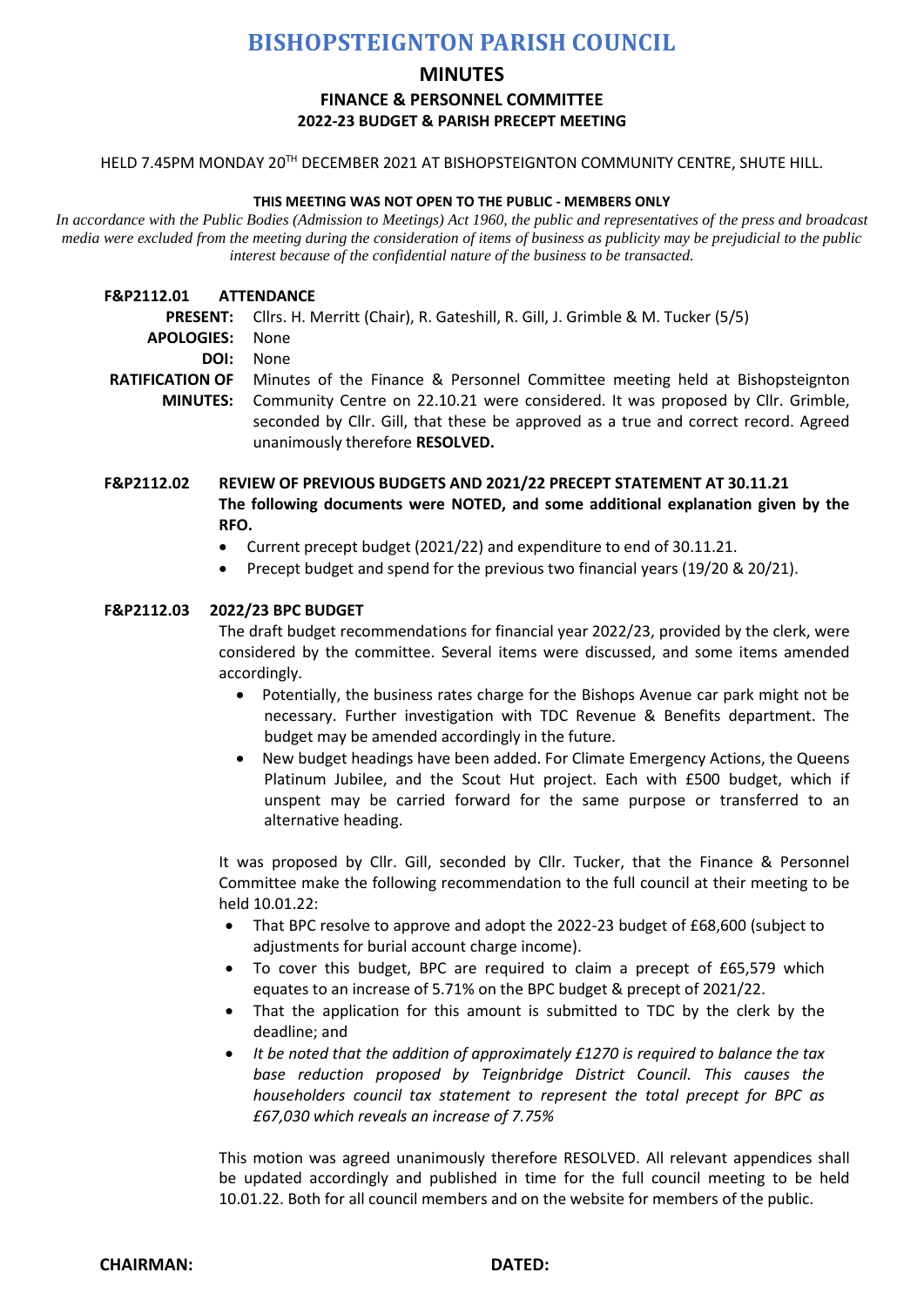# BISHOPSTEIGNTON PARISH COUNCIL

## MINUTES

### FINANCE & PERSONNEL COMMITTEE
### 2022-23 BUDGET & PARISH PRECEPT MEETING

HELD 7.45PM MONDAY 20TH DECEMBER 2021 AT BISHOPSTEIGNTON COMMUNITY CENTRE, SHUTE HILL.

**THIS MEETING WAS NOT OPEN TO THE PUBLIC - MEMBERS ONLY**

*In accordance with the Public Bodies (Admission to Meetings) Act 1960, the public and representatives of the press and broadcast media were excluded from the meeting during the consideration of items of business as publicity may be prejudicial to the public interest because of the confidential nature of the business to be transacted.*

**F&P2112.01 ATTENDANCE**

**PRESENT:** Cllrs. H. Merritt (Chair), R. Gateshill, R. Gill, J. Grimble & M. Tucker (5/5)

**APOLOGIES:** None

**DOI:** None

**RATIFICATION OF MINUTES:** Minutes of the Finance & Personnel Committee meeting held at Bishopsteignton Community Centre on 22.10.21 were considered. It was proposed by Cllr. Grimble, seconded by Cllr. Gill, that these be approved as a true and correct record. Agreed unanimously therefore **RESOLVED.**

**F&P2112.02 REVIEW OF PREVIOUS BUDGETS AND 2021/22 PRECEPT STATEMENT AT 30.11.21**

**The following documents were NOTED, and some additional explanation given by the RFO.**

- Current precept budget (2021/22) and expenditure to end of 30.11.21.
- Precept budget and spend for the previous two financial years (19/20 & 20/21).

**F&P2112.03 2022/23 BPC BUDGET**

The draft budget recommendations for financial year 2022/23, provided by the clerk, were considered by the committee. Several items were discussed, and some items amended accordingly.

- Potentially, the business rates charge for the Bishops Avenue car park might not be necessary. Further investigation with TDC Revenue & Benefits department. The budget may be amended accordingly in the future.
- New budget headings have been added. For Climate Emergency Actions, the Queens Platinum Jubilee, and the Scout Hut project. Each with £500 budget, which if unspent may be carried forward for the same purpose or transferred to an alternative heading.

It was proposed by Cllr. Gill, seconded by Cllr. Tucker, that the Finance & Personnel Committee make the following recommendation to the full council at their meeting to be held 10.01.22:

- That BPC resolve to approve and adopt the 2022-23 budget of £68,600 (subject to adjustments for burial account charge income).
- To cover this budget, BPC are required to claim a precept of £65,579 which equates to an increase of 5.71% on the BPC budget & precept of 2021/22.
- That the application for this amount is submitted to TDC by the clerk by the deadline; and
- *It be noted that the addition of approximately £1270 is required to balance the tax base reduction proposed by Teignbridge District Council. This causes the householders council tax statement to represent the total precept for BPC as £67,030 which reveals an increase of 7.75%*

This motion was agreed unanimously therefore RESOLVED. All relevant appendices shall be updated accordingly and published in time for the full council meeting to be held 10.01.22. Both for all council members and on the website for members of the public.

**CHAIRMAN:** **DATED:**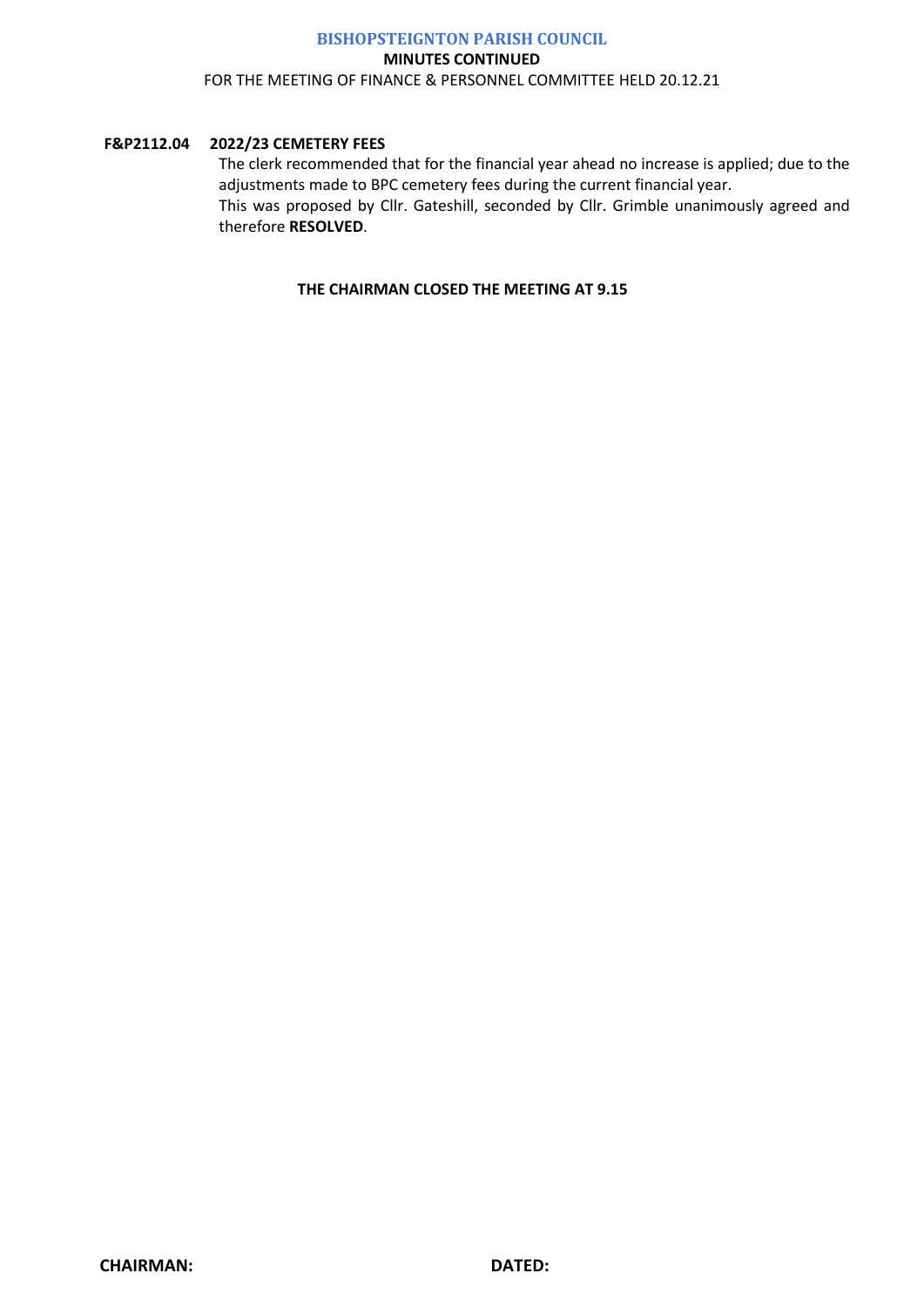**F&P2112.04 2022/23 CEMETERY FEES**

The clerk recommended that for the financial year ahead no increase is applied; due to the adjustments made to BPC cemetery fees during the current financial year.

This was proposed by Cllr. Gateshill, seconded by Cllr. Grimble unanimously agreed and therefore **RESOLVED**.

**THE CHAIRMAN CLOSED THE MEETING AT 9.15**

**CHAIRMAN:** **DATED:**